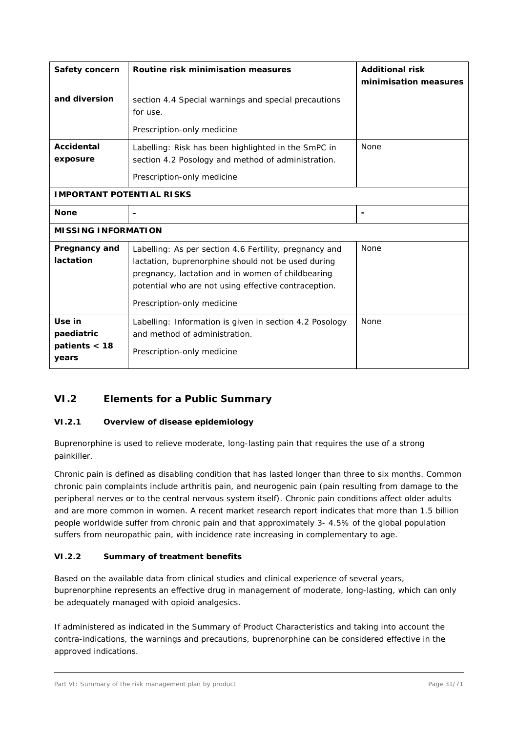| Safety concern | Routine risk minimisation measures | Additional risk minimisation measures |
| --- | --- | --- |
| **and diversion** | section 4.4 Special warnings and special precautions for use.<br><br>Prescription-only medicine | |
| **Accidental exposure** | Labelling: Risk has been highlighted in the SmPC in section 4.2 Posology and method of administration.<br><br>Prescription-only medicine | None |
| **IMPORTANT POTENTIAL RISKS** | | |
| **None** | - | - |
| **MISSING INFORMATION** | | |
| **Pregnancy and lactation** | Labelling: As per section 4.6 Fertility, pregnancy and lactation, buprenorphine should not be used during pregnancy, lactation and in women of childbearing potential who are not using effective contraception.<br><br>Prescription-only medicine | None |
| **Use in paediatric patients < 18 years** | Labelling: Information is given in section 4.2 Posology and method of administration.<br><br>Prescription-only medicine | None |

## VI.2 Elements for a Public Summary

### VI.2.1 Overview of disease epidemiology

Buprenorphine is used to relieve moderate, long-lasting pain that requires the use of a strong painkiller.

Chronic pain is defined as disabling condition that has lasted longer than three to six months. Common chronic pain complaints include arthritis pain, and neurogenic pain (pain resulting from damage to the peripheral nerves or to the central nervous system itself). Chronic pain conditions affect older adults and are more common in women. A recent market research report indicates that more than 1.5 billion people worldwide suffer from chronic pain and that approximately 3- 4.5% of the global population suffers from neuropathic pain, with incidence rate increasing in complementary to age.

### VI.2.2 Summary of treatment benefits

Based on the available data from clinical studies and clinical experience of several years, buprenorphine represents an effective drug in management of moderate, long-lasting, which can only be adequately managed with opioid analgesics.

If administered as indicated in the Summary of Product Characteristics and taking into account the contra-indications, the warnings and precautions, buprenorphine can be considered effective in the approved indications.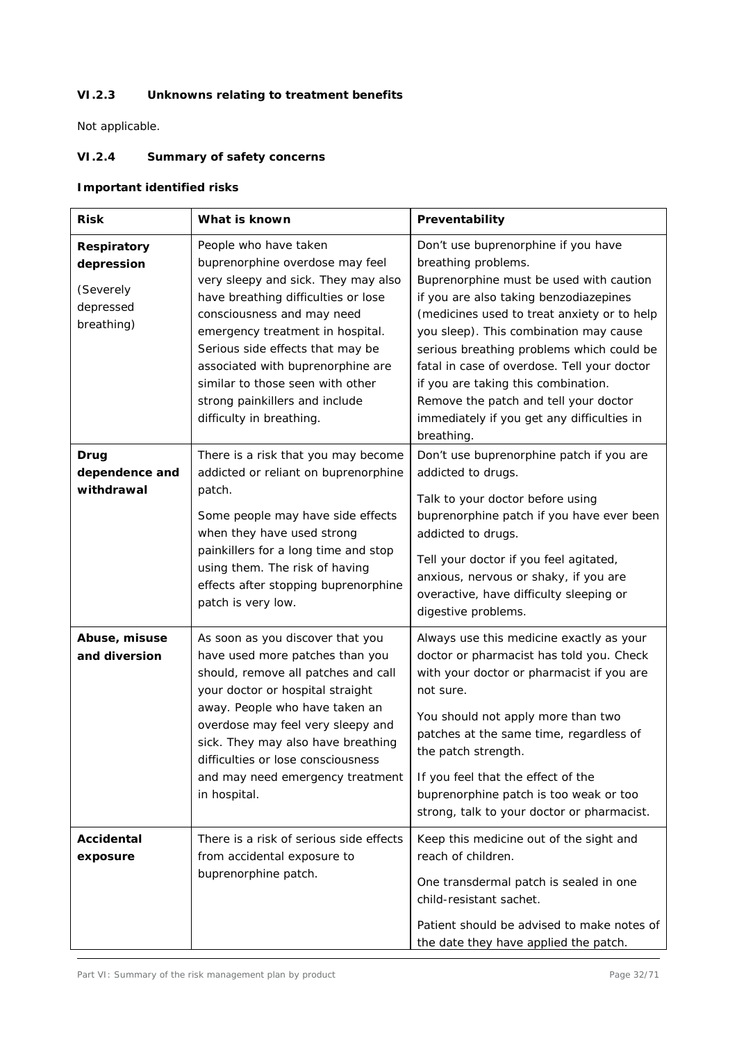### VI.2.3 Unknowns relating to treatment benefits

Not applicable.

### VI.2.4 Summary of safety concerns

**Important identified risks**

| Risk | What is known | Preventability |
|---|---|---|
| **Respiratory depression** (Severely depressed breathing) | People who have taken buprenorphine overdose may feel very sleepy and sick. They may also have breathing difficulties or lose consciousness and may need emergency treatment in hospital. Serious side effects that may be associated with buprenorphine are similar to those seen with other strong painkillers and include difficulty in breathing. | Don't use buprenorphine if you have breathing problems. Buprenorphine must be used with caution if you are also taking benzodiazepines (medicines used to treat anxiety or to help you sleep). This combination may cause serious breathing problems which could be fatal in case of overdose. Tell your doctor if you are taking this combination. Remove the patch and tell your doctor immediately if you get any difficulties in breathing. |
| **Drug dependence and withdrawal** | There is a risk that you may become addicted or reliant on buprenorphine patch.<br><br>Some people may have side effects when they have used strong painkillers for a long time and stop using them. The risk of having effects after stopping buprenorphine patch is very low. | Don't use buprenorphine patch if you are addicted to drugs.<br><br>Talk to your doctor before using buprenorphine patch if you have ever been addicted to drugs.<br><br>Tell your doctor if you feel agitated, anxious, nervous or shaky, if you are overactive, have difficulty sleeping or digestive problems. |
| **Abuse, misuse and diversion** | As soon as you discover that you have used more patches than you should, remove all patches and call your doctor or hospital straight away. People who have taken an overdose may feel very sleepy and sick. They may also have breathing difficulties or lose consciousness and may need emergency treatment in hospital. | Always use this medicine exactly as your doctor or pharmacist has told you. Check with your doctor or pharmacist if you are not sure.<br><br>You should not apply more than two patches at the same time, regardless of the patch strength.<br><br>If you feel that the effect of the buprenorphine patch is too weak or too strong, talk to your doctor or pharmacist. |
| **Accidental exposure** | There is a risk of serious side effects from accidental exposure to buprenorphine patch. | Keep this medicine out of the sight and reach of children.<br><br>One transdermal patch is sealed in one child-resistant sachet.<br><br>Patient should be advised to make notes of the date they have applied the patch. |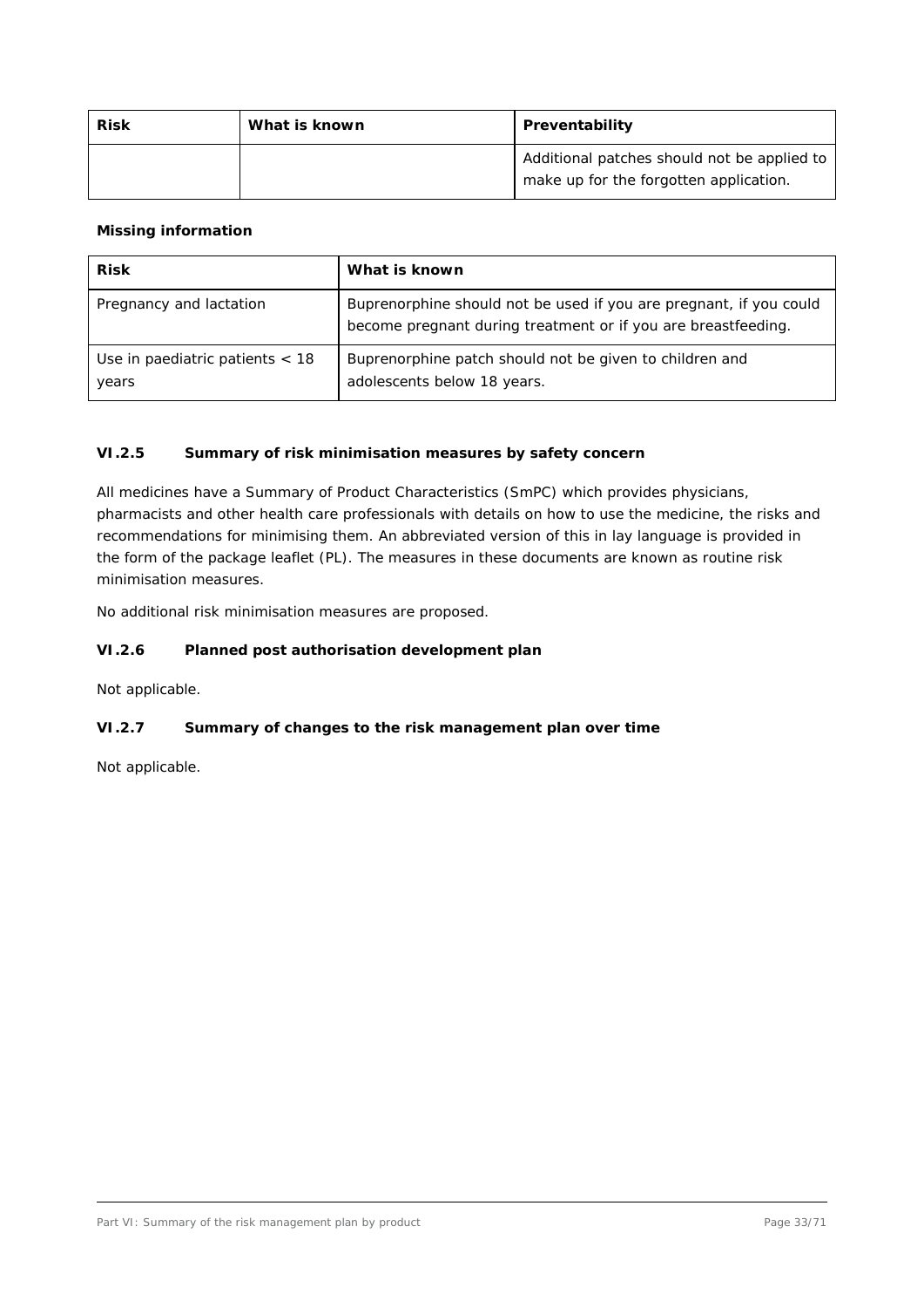| Risk | What is known | Preventability |
|---|---|---|
| | | Additional patches should not be applied to make up for the forgotten application. |

**Missing information**

| Risk | What is known |
|---|---|
| Pregnancy and lactation | Buprenorphine should not be used if you are pregnant, if you could become pregnant during treatment or if you are breastfeeding. |
| Use in paediatric patients < 18 years | Buprenorphine patch should not be given to children and adolescents below 18 years. |

### VI.2.5 Summary of risk minimisation measures by safety concern

All medicines have a Summary of Product Characteristics (SmPC) which provides physicians, pharmacists and other health care professionals with details on how to use the medicine, the risks and recommendations for minimising them. An abbreviated version of this in lay language is provided in the form of the package leaflet (PL). The measures in these documents are known as routine risk minimisation measures.

No additional risk minimisation measures are proposed.

### VI.2.6 Planned post authorisation development plan

Not applicable.

### VI.2.7 Summary of changes to the risk management plan over time

Not applicable.